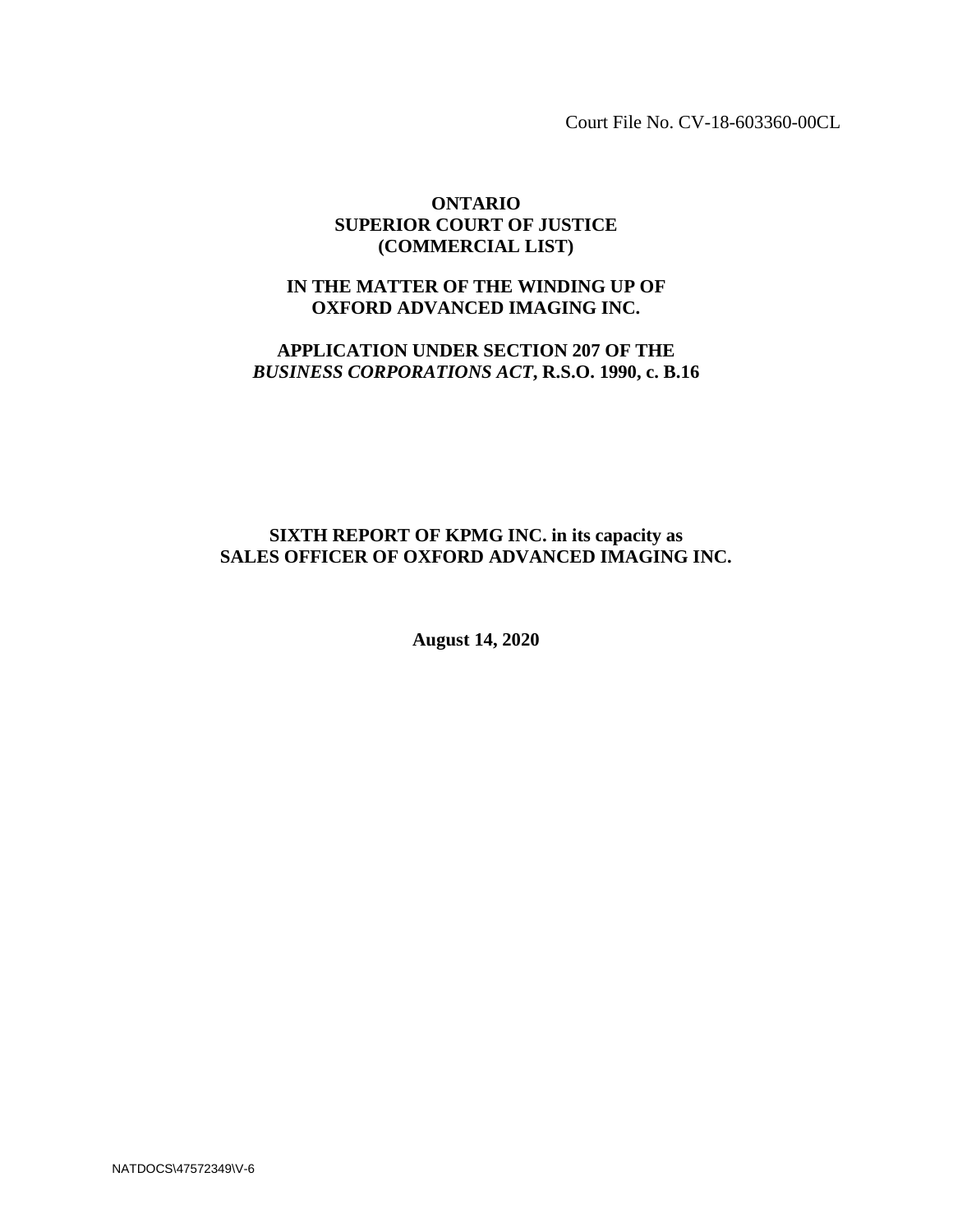Court File No. CV-18-603360-00CL

**ONTARIO**
**SUPERIOR COURT OF JUSTICE**
**(COMMERCIAL LIST)**

**IN THE MATTER OF THE WINDING UP OF**
**OXFORD ADVANCED IMAGING INC.**

**APPLICATION UNDER SECTION 207 OF THE** ***BUSINESS CORPORATIONS ACT*****, R.S.O. 1990, c. B.16**

# SIXTH REPORT OF KPMG INC. in its capacity as SALES OFFICER OF OXFORD ADVANCED IMAGING INC.

**August 14, 2020**

NATDOCS\47572349\V-6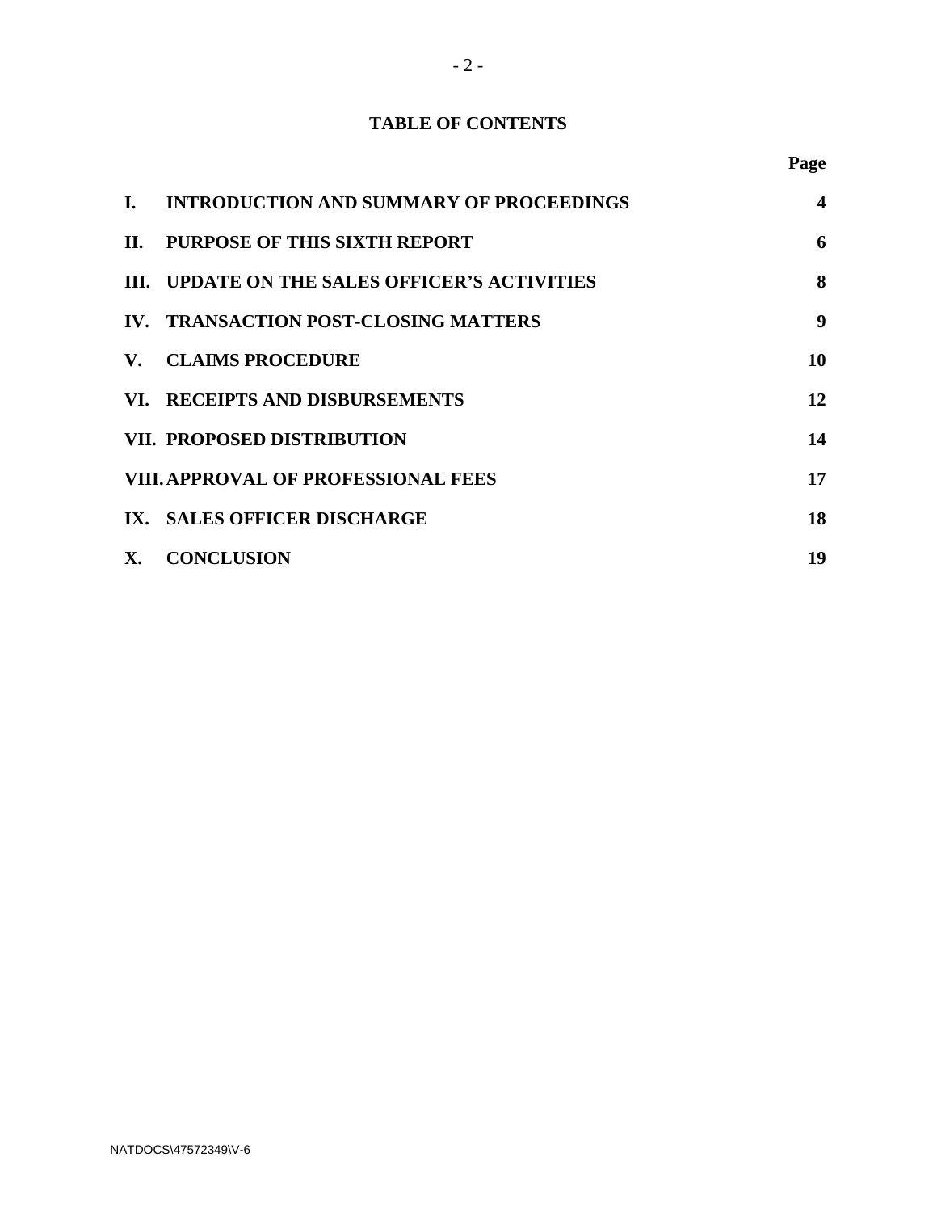# TABLE OF CONTENTS

| | | Page |
|---|---|---|
| I. | INTRODUCTION AND SUMMARY OF PROCEEDINGS | 4 |
| II. | PURPOSE OF THIS SIXTH REPORT | 6 |
| III. | UPDATE ON THE SALES OFFICER'S ACTIVITIES | 8 |
| IV. | TRANSACTION POST-CLOSING MATTERS | 9 |
| V. | CLAIMS PROCEDURE | 10 |
| VI. | RECEIPTS AND DISBURSEMENTS | 12 |
| VII. | PROPOSED DISTRIBUTION | 14 |
| VIII. | APPROVAL OF PROFESSIONAL FEES | 17 |
| IX. | SALES OFFICER DISCHARGE | 18 |
| X. | CONCLUSION | 19 |

NATDOCS\47572349\V-6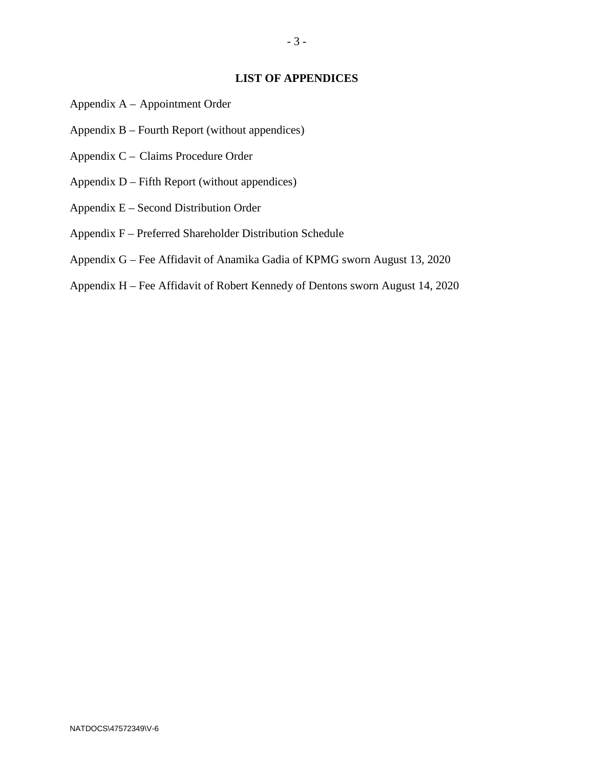## LIST OF APPENDICES

Appendix A – Appointment Order

Appendix B – Fourth Report (without appendices)

Appendix C – Claims Procedure Order

Appendix D – Fifth Report (without appendices)

Appendix E – Second Distribution Order

Appendix F – Preferred Shareholder Distribution Schedule

Appendix G – Fee Affidavit of Anamika Gadia of KPMG sworn August 13, 2020

Appendix H – Fee Affidavit of Robert Kennedy of Dentons sworn August 14, 2020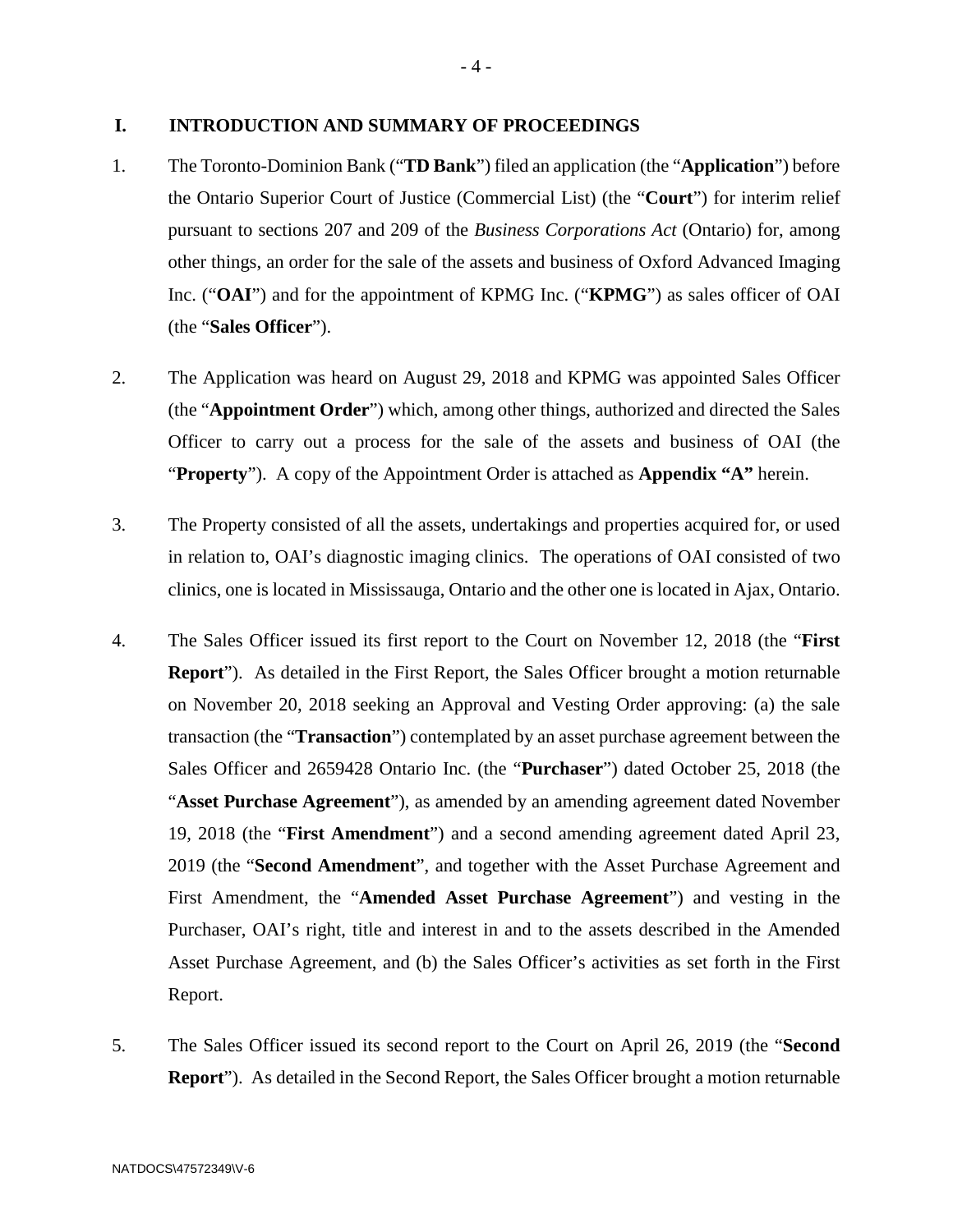## I. INTRODUCTION AND SUMMARY OF PROCEEDINGS

1. The Toronto-Dominion Bank ("**TD Bank**") filed an application (the "**Application**") before the Ontario Superior Court of Justice (Commercial List) (the "**Court**") for interim relief pursuant to sections 207 and 209 of the *Business Corporations Act* (Ontario) for, among other things, an order for the sale of the assets and business of Oxford Advanced Imaging Inc. ("**OAI**") and for the appointment of KPMG Inc. ("**KPMG**") as sales officer of OAI (the "**Sales Officer**").

2. The Application was heard on August 29, 2018 and KPMG was appointed Sales Officer (the "**Appointment Order**") which, among other things, authorized and directed the Sales Officer to carry out a process for the sale of the assets and business of OAI (the "**Property**"). A copy of the Appointment Order is attached as **Appendix "A"** herein.

3. The Property consisted of all the assets, undertakings and properties acquired for, or used in relation to, OAI's diagnostic imaging clinics. The operations of OAI consisted of two clinics, one is located in Mississauga, Ontario and the other one is located in Ajax, Ontario.

4. The Sales Officer issued its first report to the Court on November 12, 2018 (the "**First Report**"). As detailed in the First Report, the Sales Officer brought a motion returnable on November 20, 2018 seeking an Approval and Vesting Order approving: (a) the sale transaction (the "**Transaction**") contemplated by an asset purchase agreement between the Sales Officer and 2659428 Ontario Inc. (the "**Purchaser**") dated October 25, 2018 (the "**Asset Purchase Agreement**"), as amended by an amending agreement dated November 19, 2018 (the "**First Amendment**") and a second amending agreement dated April 23, 2019 (the "**Second Amendment**", and together with the Asset Purchase Agreement and First Amendment, the "**Amended Asset Purchase Agreement**") and vesting in the Purchaser, OAI's right, title and interest in and to the assets described in the Amended Asset Purchase Agreement, and (b) the Sales Officer's activities as set forth in the First Report.

5. The Sales Officer issued its second report to the Court on April 26, 2019 (the "**Second Report**"). As detailed in the Second Report, the Sales Officer brought a motion returnable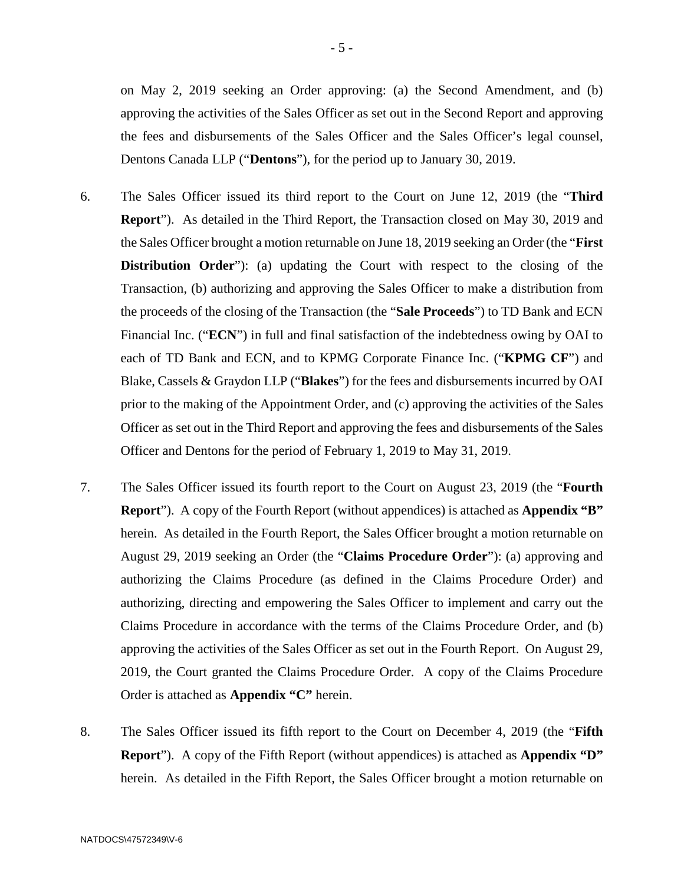on May 2, 2019 seeking an Order approving: (a) the Second Amendment, and (b) approving the activities of the Sales Officer as set out in the Second Report and approving the fees and disbursements of the Sales Officer and the Sales Officer's legal counsel, Dentons Canada LLP ("**Dentons**"), for the period up to January 30, 2019.

6. The Sales Officer issued its third report to the Court on June 12, 2019 (the "**Third Report**"). As detailed in the Third Report, the Transaction closed on May 30, 2019 and the Sales Officer brought a motion returnable on June 18, 2019 seeking an Order (the "**First Distribution Order**"): (a) updating the Court with respect to the closing of the Transaction, (b) authorizing and approving the Sales Officer to make a distribution from the proceeds of the closing of the Transaction (the "**Sale Proceeds**") to TD Bank and ECN Financial Inc. ("**ECN**") in full and final satisfaction of the indebtedness owing by OAI to each of TD Bank and ECN, and to KPMG Corporate Finance Inc. ("**KPMG CF**") and Blake, Cassels & Graydon LLP ("**Blakes**") for the fees and disbursements incurred by OAI prior to the making of the Appointment Order, and (c) approving the activities of the Sales Officer as set out in the Third Report and approving the fees and disbursements of the Sales Officer and Dentons for the period of February 1, 2019 to May 31, 2019.

7. The Sales Officer issued its fourth report to the Court on August 23, 2019 (the "**Fourth Report**"). A copy of the Fourth Report (without appendices) is attached as **Appendix "B"** herein. As detailed in the Fourth Report, the Sales Officer brought a motion returnable on August 29, 2019 seeking an Order (the "**Claims Procedure Order**"): (a) approving and authorizing the Claims Procedure (as defined in the Claims Procedure Order) and authorizing, directing and empowering the Sales Officer to implement and carry out the Claims Procedure in accordance with the terms of the Claims Procedure Order, and (b) approving the activities of the Sales Officer as set out in the Fourth Report. On August 29, 2019, the Court granted the Claims Procedure Order. A copy of the Claims Procedure Order is attached as **Appendix "C"** herein.

8. The Sales Officer issued its fifth report to the Court on December 4, 2019 (the "**Fifth Report**"). A copy of the Fifth Report (without appendices) is attached as **Appendix "D"** herein. As detailed in the Fifth Report, the Sales Officer brought a motion returnable on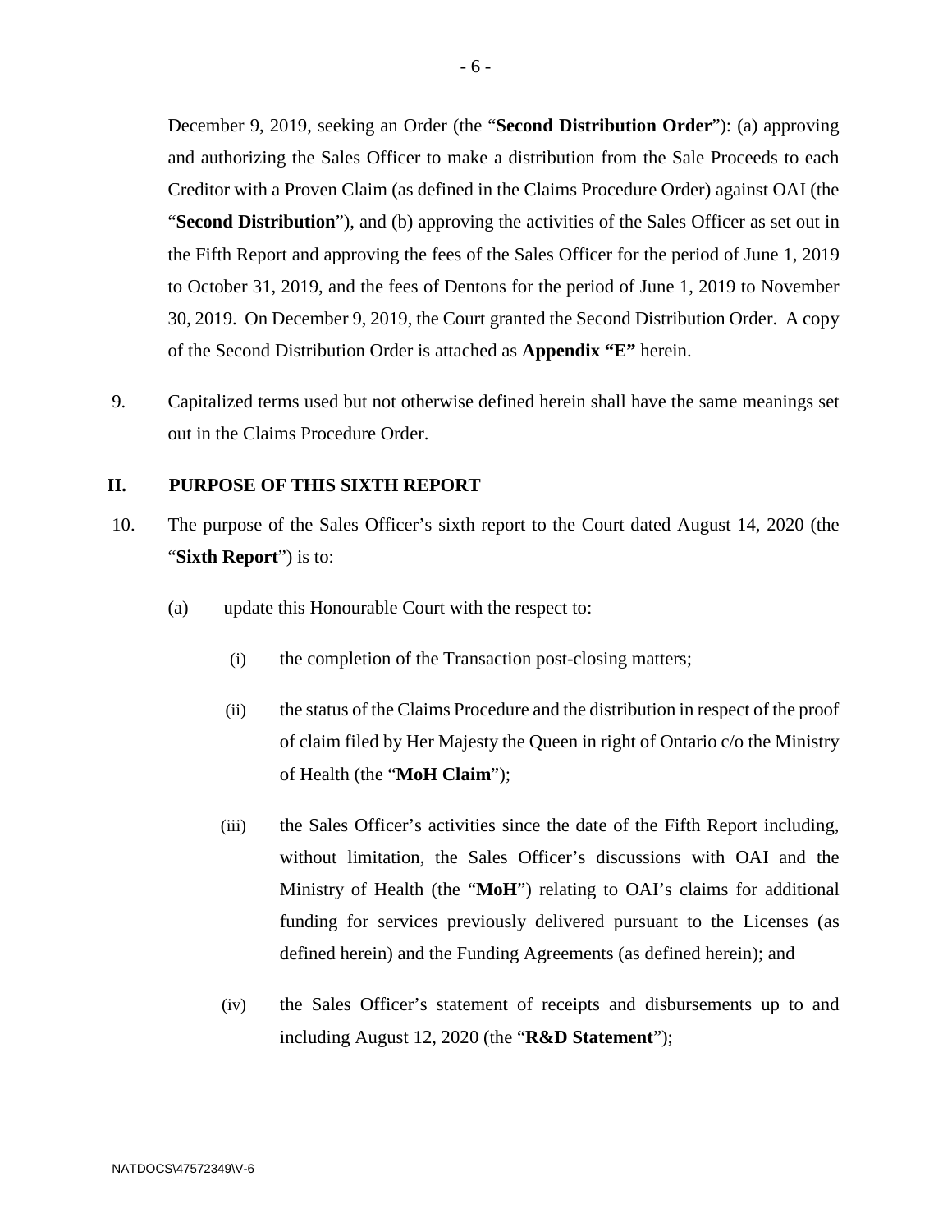December 9, 2019, seeking an Order (the "**Second Distribution Order**"): (a) approving and authorizing the Sales Officer to make a distribution from the Sale Proceeds to each Creditor with a Proven Claim (as defined in the Claims Procedure Order) against OAI (the "**Second Distribution**"), and (b) approving the activities of the Sales Officer as set out in the Fifth Report and approving the fees of the Sales Officer for the period of June 1, 2019 to October 31, 2019, and the fees of Dentons for the period of June 1, 2019 to November 30, 2019. On December 9, 2019, the Court granted the Second Distribution Order. A copy of the Second Distribution Order is attached as **Appendix "E"** herein.

9. Capitalized terms used but not otherwise defined herein shall have the same meanings set out in the Claims Procedure Order.

## II. PURPOSE OF THIS SIXTH REPORT

10. The purpose of the Sales Officer's sixth report to the Court dated August 14, 2020 (the "**Sixth Report**") is to:

    (a) update this Honourable Court with the respect to:

        (i) the completion of the Transaction post-closing matters;

        (ii) the status of the Claims Procedure and the distribution in respect of the proof of claim filed by Her Majesty the Queen in right of Ontario c/o the Ministry of Health (the "**MoH Claim**");

        (iii) the Sales Officer's activities since the date of the Fifth Report including, without limitation, the Sales Officer's discussions with OAI and the Ministry of Health (the "**MoH**") relating to OAI's claims for additional funding for services previously delivered pursuant to the Licenses (as defined herein) and the Funding Agreements (as defined herein); and

        (iv) the Sales Officer's statement of receipts and disbursements up to and including August 12, 2020 (the "**R&D Statement**");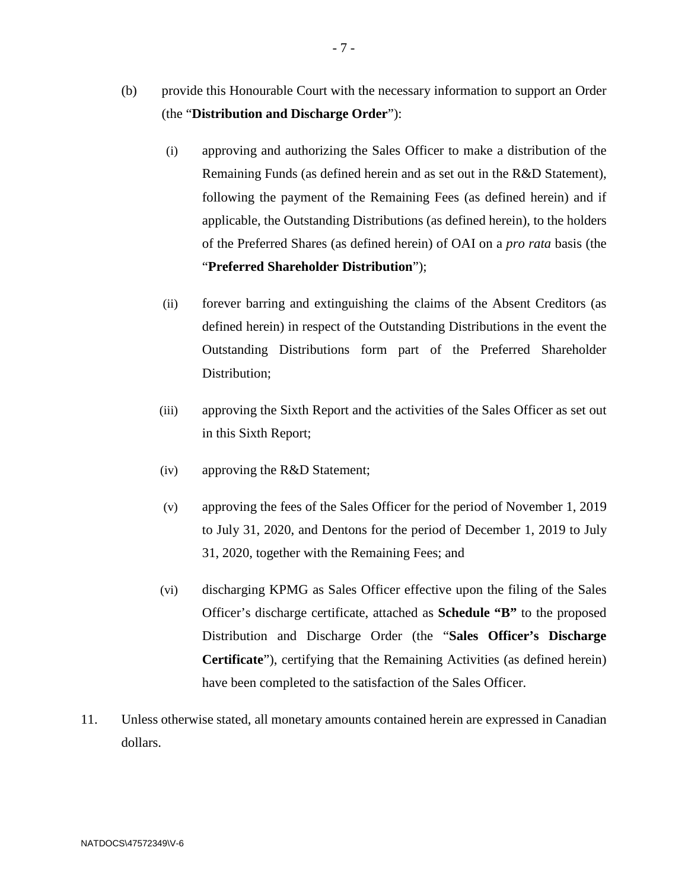(b) provide this Honourable Court with the necessary information to support an Order (the "**Distribution and Discharge Order**"):

(i) approving and authorizing the Sales Officer to make a distribution of the Remaining Funds (as defined herein and as set out in the R&D Statement), following the payment of the Remaining Fees (as defined herein) and if applicable, the Outstanding Distributions (as defined herein), to the holders of the Preferred Shares (as defined herein) of OAI on a *pro rata* basis (the "**Preferred Shareholder Distribution**");

(ii) forever barring and extinguishing the claims of the Absent Creditors (as defined herein) in respect of the Outstanding Distributions in the event the Outstanding Distributions form part of the Preferred Shareholder Distribution;

(iii) approving the Sixth Report and the activities of the Sales Officer as set out in this Sixth Report;

(iv) approving the R&D Statement;

(v) approving the fees of the Sales Officer for the period of November 1, 2019 to July 31, 2020, and Dentons for the period of December 1, 2019 to July 31, 2020, together with the Remaining Fees; and

(vi) discharging KPMG as Sales Officer effective upon the filing of the Sales Officer's discharge certificate, attached as **Schedule "B"** to the proposed Distribution and Discharge Order (the "**Sales Officer's Discharge Certificate**"), certifying that the Remaining Activities (as defined herein) have been completed to the satisfaction of the Sales Officer.

11. Unless otherwise stated, all monetary amounts contained herein are expressed in Canadian dollars.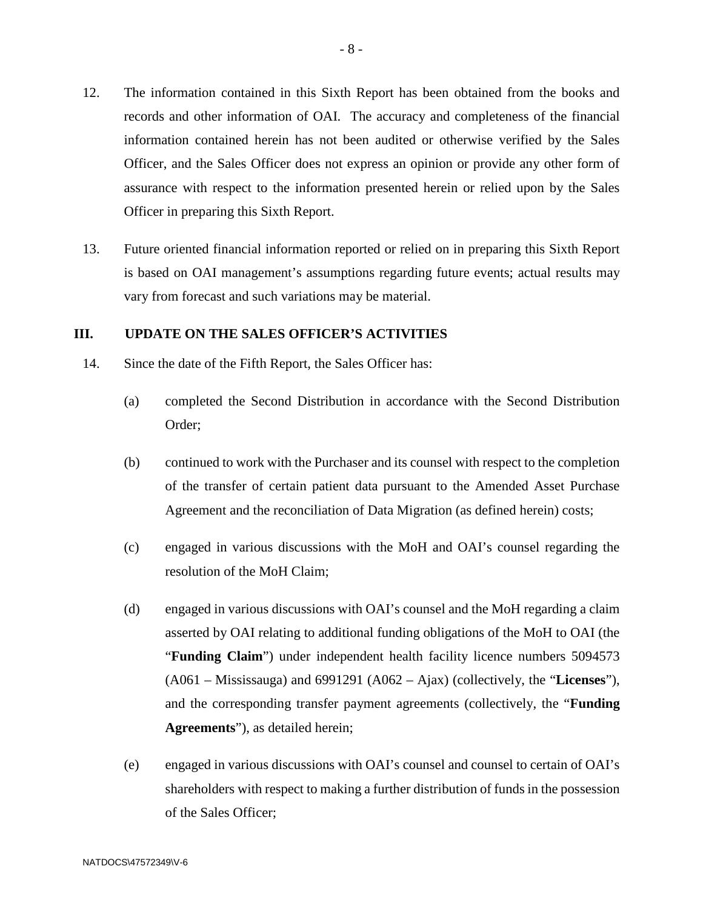12. The information contained in this Sixth Report has been obtained from the books and records and other information of OAI. The accuracy and completeness of the financial information contained herein has not been audited or otherwise verified by the Sales Officer, and the Sales Officer does not express an opinion or provide any other form of assurance with respect to the information presented herein or relied upon by the Sales Officer in preparing this Sixth Report.

13. Future oriented financial information reported or relied on in preparing this Sixth Report is based on OAI management's assumptions regarding future events; actual results may vary from forecast and such variations may be material.

## III. UPDATE ON THE SALES OFFICER'S ACTIVITIES

14. Since the date of the Fifth Report, the Sales Officer has:

    (a) completed the Second Distribution in accordance with the Second Distribution Order;

    (b) continued to work with the Purchaser and its counsel with respect to the completion of the transfer of certain patient data pursuant to the Amended Asset Purchase Agreement and the reconciliation of Data Migration (as defined herein) costs;

    (c) engaged in various discussions with the MoH and OAI's counsel regarding the resolution of the MoH Claim;

    (d) engaged in various discussions with OAI's counsel and the MoH regarding a claim asserted by OAI relating to additional funding obligations of the MoH to OAI (the "**Funding Claim**") under independent health facility licence numbers 5094573 (A061 – Mississauga) and 6991291 (A062 – Ajax) (collectively, the "**Licenses**"), and the corresponding transfer payment agreements (collectively, the "**Funding Agreements**"), as detailed herein;

    (e) engaged in various discussions with OAI's counsel and counsel to certain of OAI's shareholders with respect to making a further distribution of funds in the possession of the Sales Officer;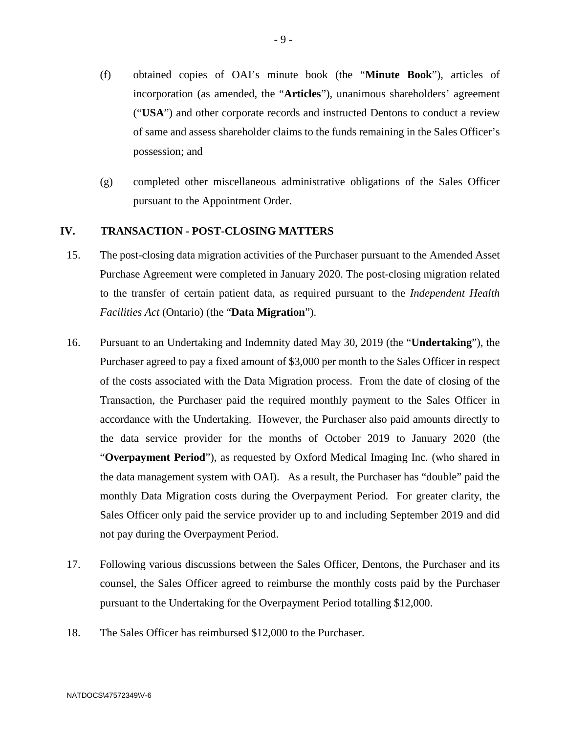(f) obtained copies of OAI's minute book (the "**Minute Book**"), articles of incorporation (as amended, the "**Articles**"), unanimous shareholders' agreement ("**USA**") and other corporate records and instructed Dentons to conduct a review of same and assess shareholder claims to the funds remaining in the Sales Officer's possession; and

(g) completed other miscellaneous administrative obligations of the Sales Officer pursuant to the Appointment Order.

## IV. TRANSACTION - POST-CLOSING MATTERS

15. The post-closing data migration activities of the Purchaser pursuant to the Amended Asset Purchase Agreement were completed in January 2020. The post-closing migration related to the transfer of certain patient data, as required pursuant to the *Independent Health Facilities Act* (Ontario) (the "**Data Migration**").

16. Pursuant to an Undertaking and Indemnity dated May 30, 2019 (the "**Undertaking**"), the Purchaser agreed to pay a fixed amount of $3,000 per month to the Sales Officer in respect of the costs associated with the Data Migration process. From the date of closing of the Transaction, the Purchaser paid the required monthly payment to the Sales Officer in accordance with the Undertaking. However, the Purchaser also paid amounts directly to the data service provider for the months of October 2019 to January 2020 (the "**Overpayment Period**"), as requested by Oxford Medical Imaging Inc. (who shared in the data management system with OAI). As a result, the Purchaser has "double" paid the monthly Data Migration costs during the Overpayment Period. For greater clarity, the Sales Officer only paid the service provider up to and including September 2019 and did not pay during the Overpayment Period.

17. Following various discussions between the Sales Officer, Dentons, the Purchaser and its counsel, the Sales Officer agreed to reimburse the monthly costs paid by the Purchaser pursuant to the Undertaking for the Overpayment Period totalling $12,000.

18. The Sales Officer has reimbursed $12,000 to the Purchaser.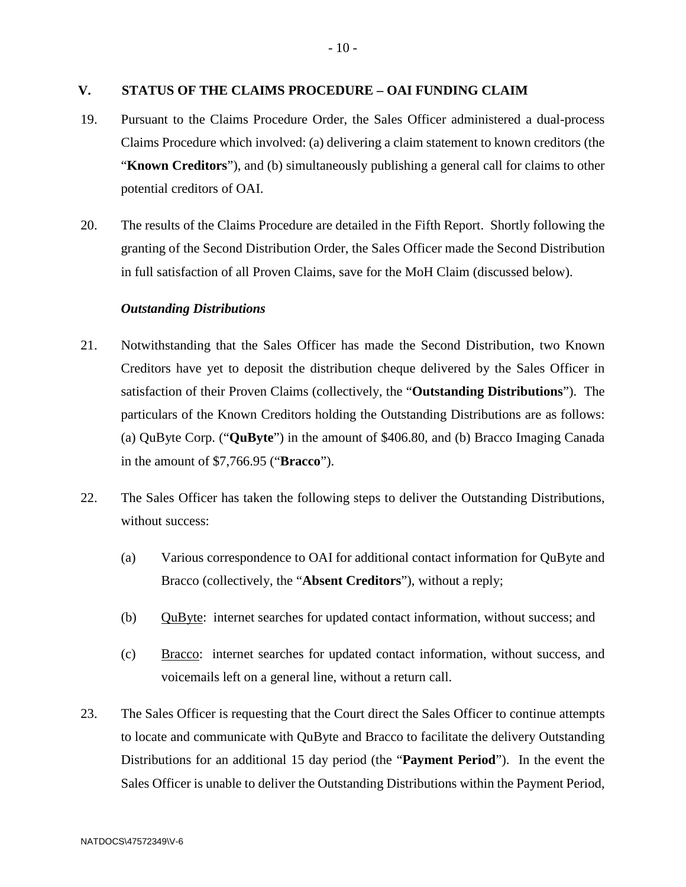## V. STATUS OF THE CLAIMS PROCEDURE – OAI FUNDING CLAIM

19. Pursuant to the Claims Procedure Order, the Sales Officer administered a dual-process Claims Procedure which involved: (a) delivering a claim statement to known creditors (the "**Known Creditors**"), and (b) simultaneously publishing a general call for claims to other potential creditors of OAI.

20. The results of the Claims Procedure are detailed in the Fifth Report. Shortly following the granting of the Second Distribution Order, the Sales Officer made the Second Distribution in full satisfaction of all Proven Claims, save for the MoH Claim (discussed below).

### *Outstanding Distributions*

21. Notwithstanding that the Sales Officer has made the Second Distribution, two Known Creditors have yet to deposit the distribution cheque delivered by the Sales Officer in satisfaction of their Proven Claims (collectively, the "**Outstanding Distributions**"). The particulars of the Known Creditors holding the Outstanding Distributions are as follows: (a) QuByte Corp. ("**QuByte**") in the amount of $406.80, and (b) Bracco Imaging Canada in the amount of $7,766.95 ("**Bracco**").

22. The Sales Officer has taken the following steps to deliver the Outstanding Distributions, without success:

   (a) Various correspondence to OAI for additional contact information for QuByte and Bracco (collectively, the "**Absent Creditors**"), without a reply;

   (b) QuByte: internet searches for updated contact information, without success; and

   (c) Bracco: internet searches for updated contact information, without success, and voicemails left on a general line, without a return call.

23. The Sales Officer is requesting that the Court direct the Sales Officer to continue attempts to locate and communicate with QuByte and Bracco to facilitate the delivery Outstanding Distributions for an additional 15 day period (the "**Payment Period**"). In the event the Sales Officer is unable to deliver the Outstanding Distributions within the Payment Period,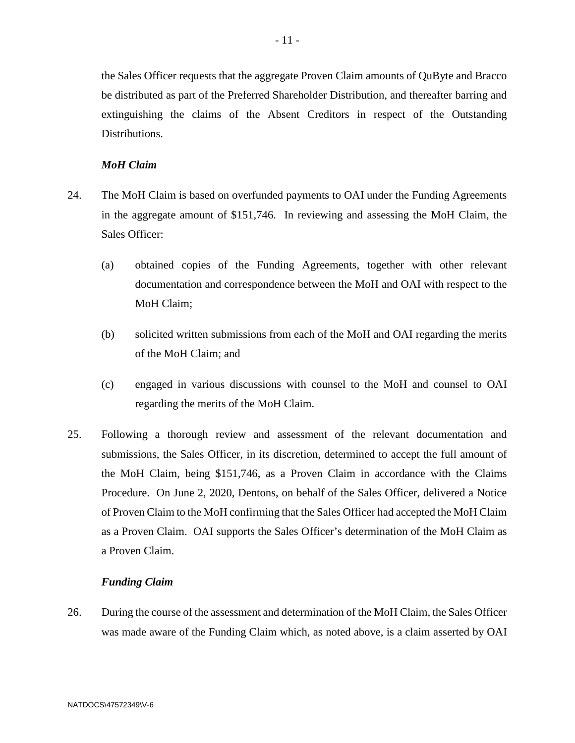the Sales Officer requests that the aggregate Proven Claim amounts of QuByte and Bracco be distributed as part of the Preferred Shareholder Distribution, and thereafter barring and extinguishing the claims of the Absent Creditors in respect of the Outstanding Distributions.

***MoH Claim***

24. The MoH Claim is based on overfunded payments to OAI under the Funding Agreements in the aggregate amount of $151,746. In reviewing and assessing the MoH Claim, the Sales Officer:

    (a) obtained copies of the Funding Agreements, together with other relevant documentation and correspondence between the MoH and OAI with respect to the MoH Claim;

    (b) solicited written submissions from each of the MoH and OAI regarding the merits of the MoH Claim; and

    (c) engaged in various discussions with counsel to the MoH and counsel to OAI regarding the merits of the MoH Claim.

25. Following a thorough review and assessment of the relevant documentation and submissions, the Sales Officer, in its discretion, determined to accept the full amount of the MoH Claim, being $151,746, as a Proven Claim in accordance with the Claims Procedure. On June 2, 2020, Dentons, on behalf of the Sales Officer, delivered a Notice of Proven Claim to the MoH confirming that the Sales Officer had accepted the MoH Claim as a Proven Claim. OAI supports the Sales Officer's determination of the MoH Claim as a Proven Claim.

***Funding Claim***

26. During the course of the assessment and determination of the MoH Claim, the Sales Officer was made aware of the Funding Claim which, as noted above, is a claim asserted by OAI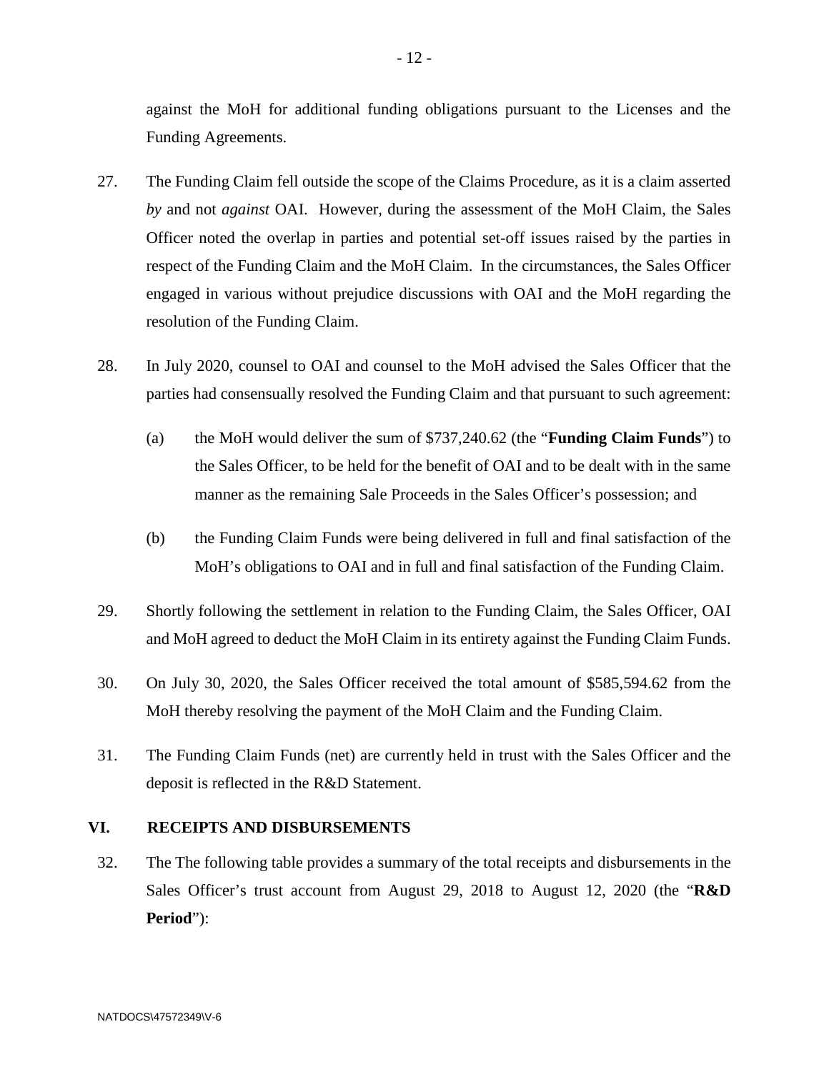against the MoH for additional funding obligations pursuant to the Licenses and the Funding Agreements.

27. The Funding Claim fell outside the scope of the Claims Procedure, as it is a claim asserted *by* and not *against* OAI. However, during the assessment of the MoH Claim, the Sales Officer noted the overlap in parties and potential set-off issues raised by the parties in respect of the Funding Claim and the MoH Claim. In the circumstances, the Sales Officer engaged in various without prejudice discussions with OAI and the MoH regarding the resolution of the Funding Claim.

28. In July 2020, counsel to OAI and counsel to the MoH advised the Sales Officer that the parties had consensually resolved the Funding Claim and that pursuant to such agreement:

   (a) the MoH would deliver the sum of $737,240.62 (the "**Funding Claim Funds**") to the Sales Officer, to be held for the benefit of OAI and to be dealt with in the same manner as the remaining Sale Proceeds in the Sales Officer's possession; and

   (b) the Funding Claim Funds were being delivered in full and final satisfaction of the MoH's obligations to OAI and in full and final satisfaction of the Funding Claim.

29. Shortly following the settlement in relation to the Funding Claim, the Sales Officer, OAI and MoH agreed to deduct the MoH Claim in its entirety against the Funding Claim Funds.

30. On July 30, 2020, the Sales Officer received the total amount of $585,594.62 from the MoH thereby resolving the payment of the MoH Claim and the Funding Claim.

31. The Funding Claim Funds (net) are currently held in trust with the Sales Officer and the deposit is reflected in the R&D Statement.

## VI. RECEIPTS AND DISBURSEMENTS

32. The The following table provides a summary of the total receipts and disbursements in the Sales Officer's trust account from August 29, 2018 to August 12, 2020 (the "**R&D Period**"):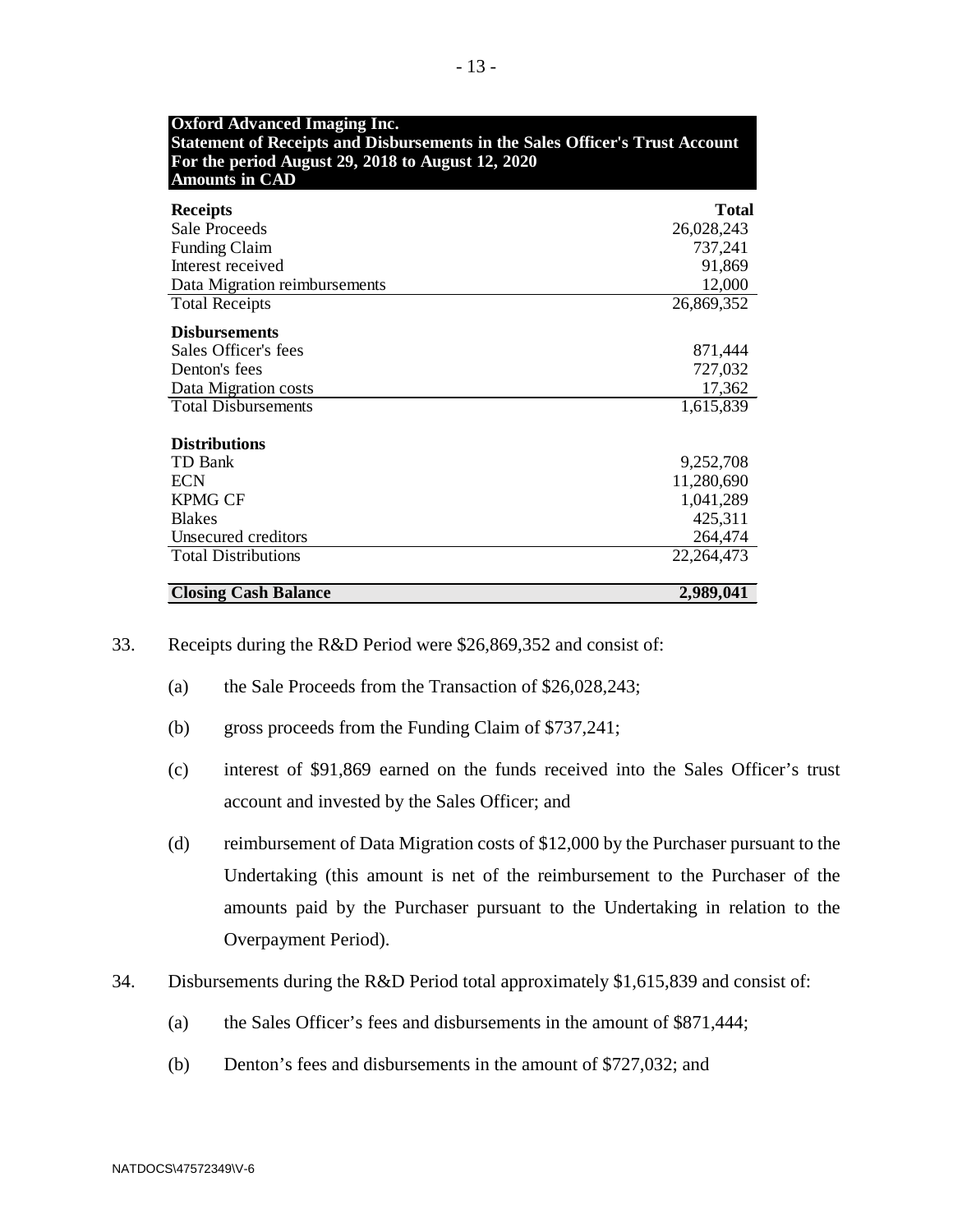| **Oxford Advanced Imaging Inc.**<br>**Statement of Receipts and Disbursements in the Sales Officer's Trust Account**<br>**For the period August 29, 2018 to August 12, 2020**<br>**Amounts in CAD** | |
|---|---|
| **Receipts** | **Total** |
| Sale Proceeds | 26,028,243 |
| Funding Claim | 737,241 |
| Interest received | 91,869 |
| Data Migration reimbursements | 12,000 |
| Total Receipts | 26,869,352 |
| **Disbursements** | |
| Sales Officer's fees | 871,444 |
| Denton's fees | 727,032 |
| Data Migration costs | 17,362 |
| Total Disbursements | 1,615,839 |
| **Distributions** | |
| TD Bank | 9,252,708 |
| ECN | 11,280,690 |
| KPMG CF | 1,041,289 |
| Blakes | 425,311 |
| Unsecured creditors | 264,474 |
| Total Distributions | 22,264,473 |
| **Closing Cash Balance** | **2,989,041** |

33. Receipts during the R&D Period were $26,869,352 and consist of:

    (a) the Sale Proceeds from the Transaction of $26,028,243;

    (b) gross proceeds from the Funding Claim of $737,241;

    (c) interest of $91,869 earned on the funds received into the Sales Officer's trust account and invested by the Sales Officer; and

    (d) reimbursement of Data Migration costs of $12,000 by the Purchaser pursuant to the Undertaking (this amount is net of the reimbursement to the Purchaser of the amounts paid by the Purchaser pursuant to the Undertaking in relation to the Overpayment Period).

34. Disbursements during the R&D Period total approximately $1,615,839 and consist of:

    (a) the Sales Officer's fees and disbursements in the amount of $871,444;

    (b) Denton's fees and disbursements in the amount of $727,032; and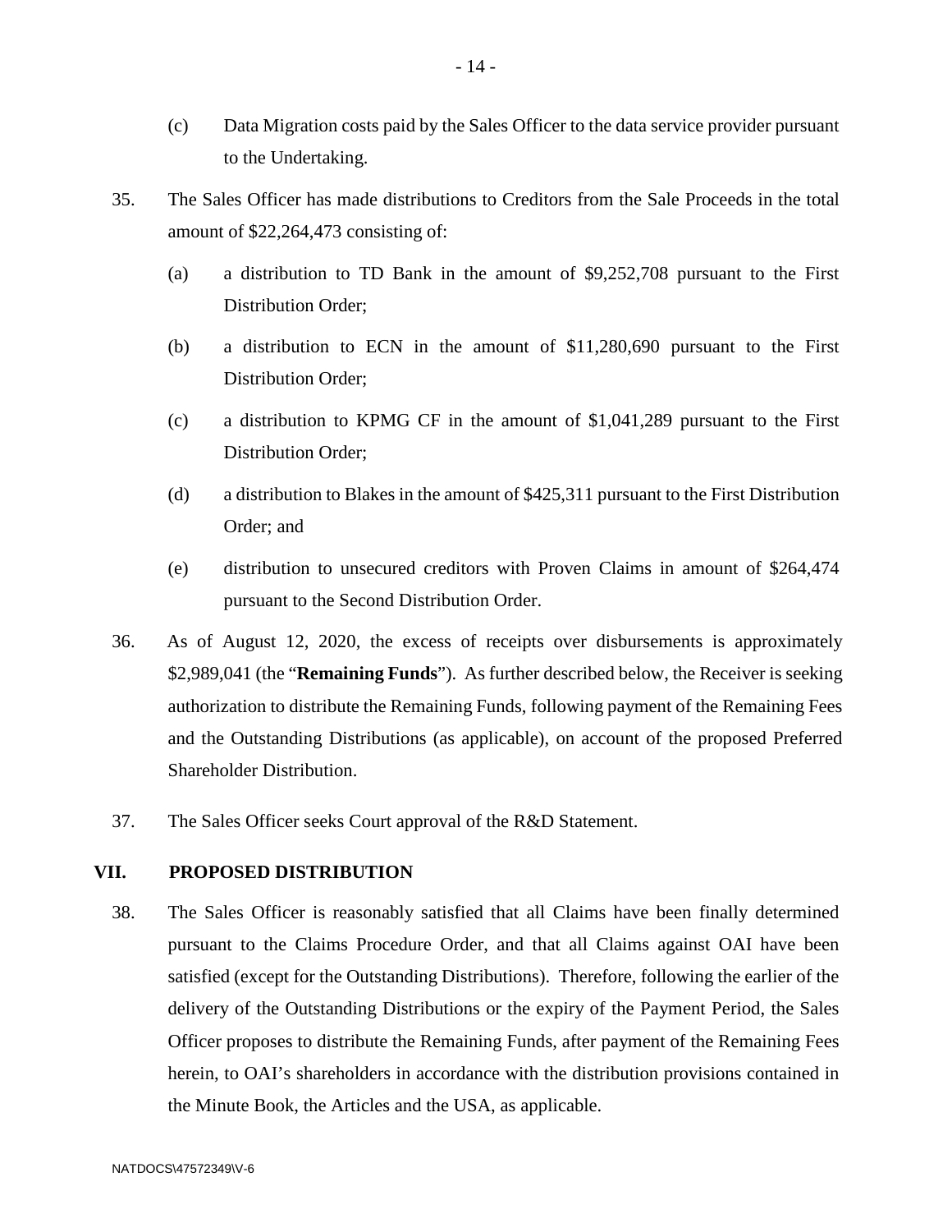(c) Data Migration costs paid by the Sales Officer to the data service provider pursuant to the Undertaking.

35. The Sales Officer has made distributions to Creditors from the Sale Proceeds in the total amount of $22,264,473 consisting of:

(a) a distribution to TD Bank in the amount of $9,252,708 pursuant to the First Distribution Order;

(b) a distribution to ECN in the amount of $11,280,690 pursuant to the First Distribution Order;

(c) a distribution to KPMG CF in the amount of $1,041,289 pursuant to the First Distribution Order;

(d) a distribution to Blakes in the amount of $425,311 pursuant to the First Distribution Order; and

(e) distribution to unsecured creditors with Proven Claims in amount of $264,474 pursuant to the Second Distribution Order.

36. As of August 12, 2020, the excess of receipts over disbursements is approximately $2,989,041 (the "**Remaining Funds**"). As further described below, the Receiver is seeking authorization to distribute the Remaining Funds, following payment of the Remaining Fees and the Outstanding Distributions (as applicable), on account of the proposed Preferred Shareholder Distribution.

37. The Sales Officer seeks Court approval of the R&D Statement.

## VII. PROPOSED DISTRIBUTION

38. The Sales Officer is reasonably satisfied that all Claims have been finally determined pursuant to the Claims Procedure Order, and that all Claims against OAI have been satisfied (except for the Outstanding Distributions). Therefore, following the earlier of the delivery of the Outstanding Distributions or the expiry of the Payment Period, the Sales Officer proposes to distribute the Remaining Funds, after payment of the Remaining Fees herein, to OAI's shareholders in accordance with the distribution provisions contained in the Minute Book, the Articles and the USA, as applicable.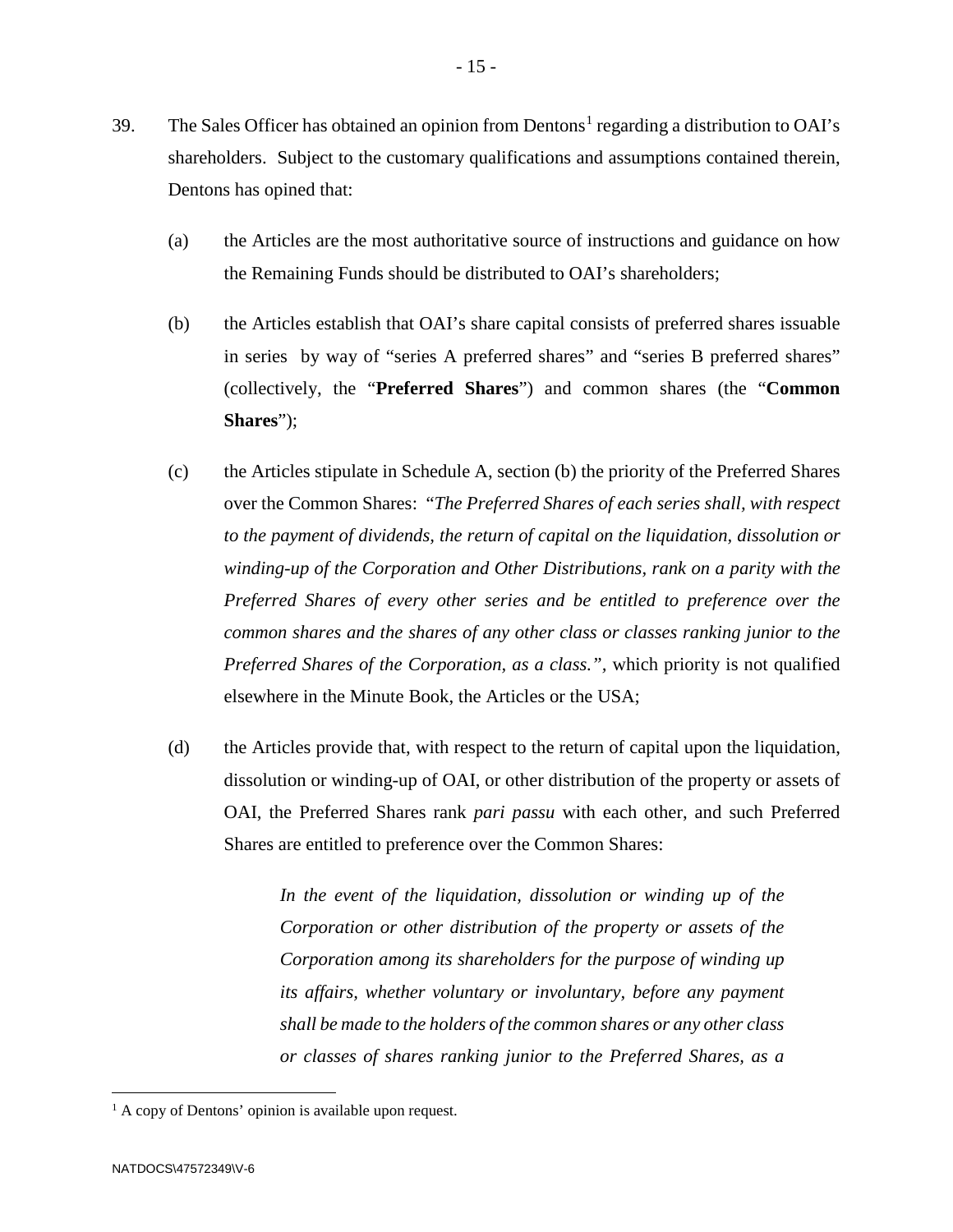39. The Sales Officer has obtained an opinion from Dentons[1] regarding a distribution to OAI's shareholders. Subject to the customary qualifications and assumptions contained therein, Dentons has opined that:

   (a) the Articles are the most authoritative source of instructions and guidance on how the Remaining Funds should be distributed to OAI's shareholders;

   (b) the Articles establish that OAI's share capital consists of preferred shares issuable in series by way of "series A preferred shares" and "series B preferred shares" (collectively, the "**Preferred Shares**") and common shares (the "**Common Shares**");

   (c) the Articles stipulate in Schedule A, section (b) the priority of the Preferred Shares over the Common Shares: *"The Preferred Shares of each series shall, with respect to the payment of dividends, the return of capital on the liquidation, dissolution or winding-up of the Corporation and Other Distributions, rank on a parity with the Preferred Shares of every other series and be entitled to preference over the common shares and the shares of any other class or classes ranking junior to the Preferred Shares of the Corporation, as a class."*, which priority is not qualified elsewhere in the Minute Book, the Articles or the USA;

   (d) the Articles provide that, with respect to the return of capital upon the liquidation, dissolution or winding-up of OAI, or other distribution of the property or assets of OAI, the Preferred Shares rank *pari passu* with each other, and such Preferred Shares are entitled to preference over the Common Shares:

      > *In the event of the liquidation, dissolution or winding up of the Corporation or other distribution of the property or assets of the Corporation among its shareholders for the purpose of winding up its affairs, whether voluntary or involuntary, before any payment shall be made to the holders of the common shares or any other class or classes of shares ranking junior to the Preferred Shares, as a*

---

[1] A copy of Dentons' opinion is available upon request.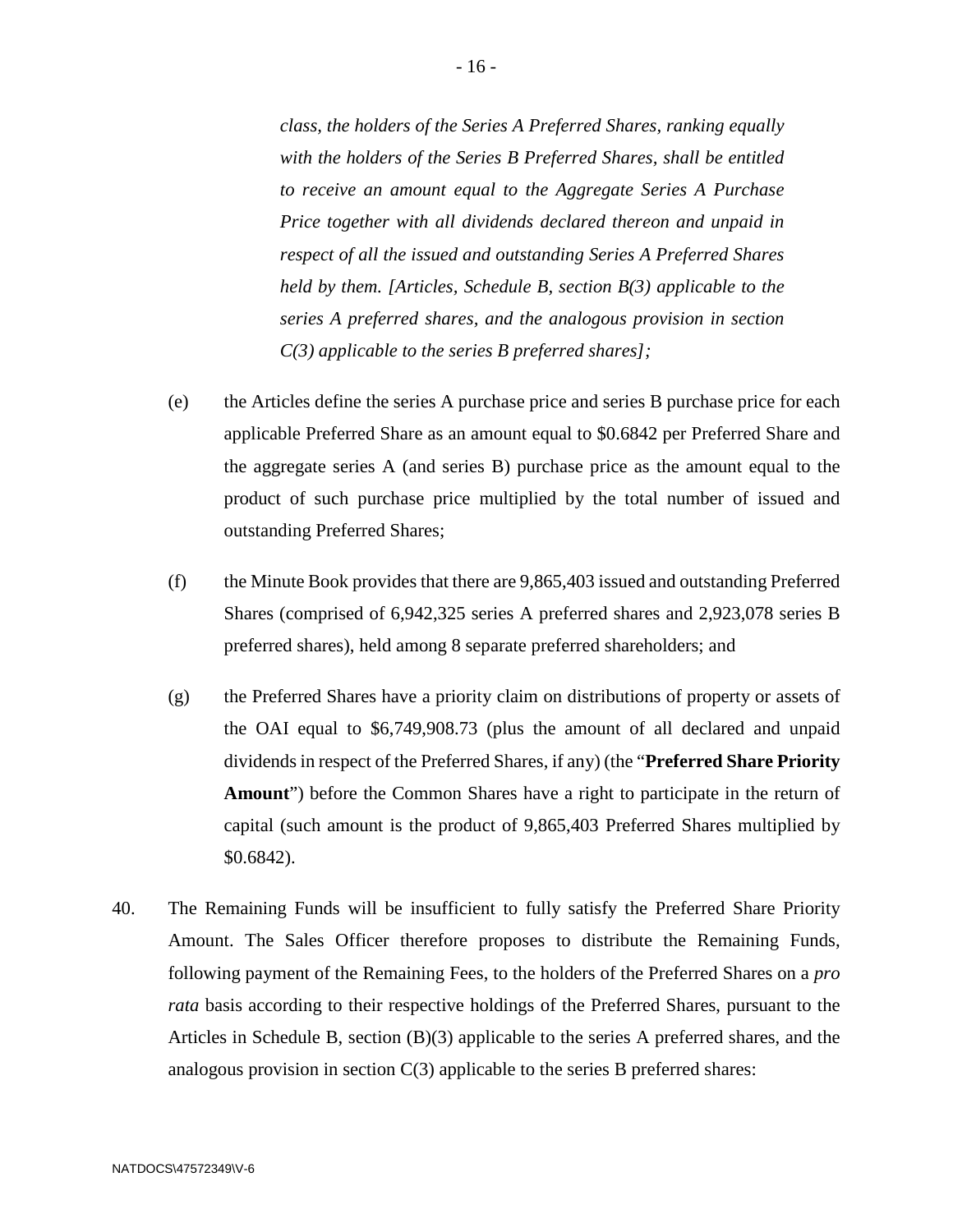*class, the holders of the Series A Preferred Shares, ranking equally with the holders of the Series B Preferred Shares, shall be entitled to receive an amount equal to the Aggregate Series A Purchase Price together with all dividends declared thereon and unpaid in respect of all the issued and outstanding Series A Preferred Shares held by them. [Articles, Schedule B, section B(3) applicable to the series A preferred shares, and the analogous provision in section C(3) applicable to the series B preferred shares];*

(e) the Articles define the series A purchase price and series B purchase price for each applicable Preferred Share as an amount equal to $0.6842 per Preferred Share and the aggregate series A (and series B) purchase price as the amount equal to the product of such purchase price multiplied by the total number of issued and outstanding Preferred Shares;

(f) the Minute Book provides that there are 9,865,403 issued and outstanding Preferred Shares (comprised of 6,942,325 series A preferred shares and 2,923,078 series B preferred shares), held among 8 separate preferred shareholders; and

(g) the Preferred Shares have a priority claim on distributions of property or assets of the OAI equal to $6,749,908.73 (plus the amount of all declared and unpaid dividends in respect of the Preferred Shares, if any) (the "**Preferred Share Priority Amount**") before the Common Shares have a right to participate in the return of capital (such amount is the product of 9,865,403 Preferred Shares multiplied by $0.6842).

40. The Remaining Funds will be insufficient to fully satisfy the Preferred Share Priority Amount. The Sales Officer therefore proposes to distribute the Remaining Funds, following payment of the Remaining Fees, to the holders of the Preferred Shares on a *pro rata* basis according to their respective holdings of the Preferred Shares, pursuant to the Articles in Schedule B, section (B)(3) applicable to the series A preferred shares, and the analogous provision in section C(3) applicable to the series B preferred shares: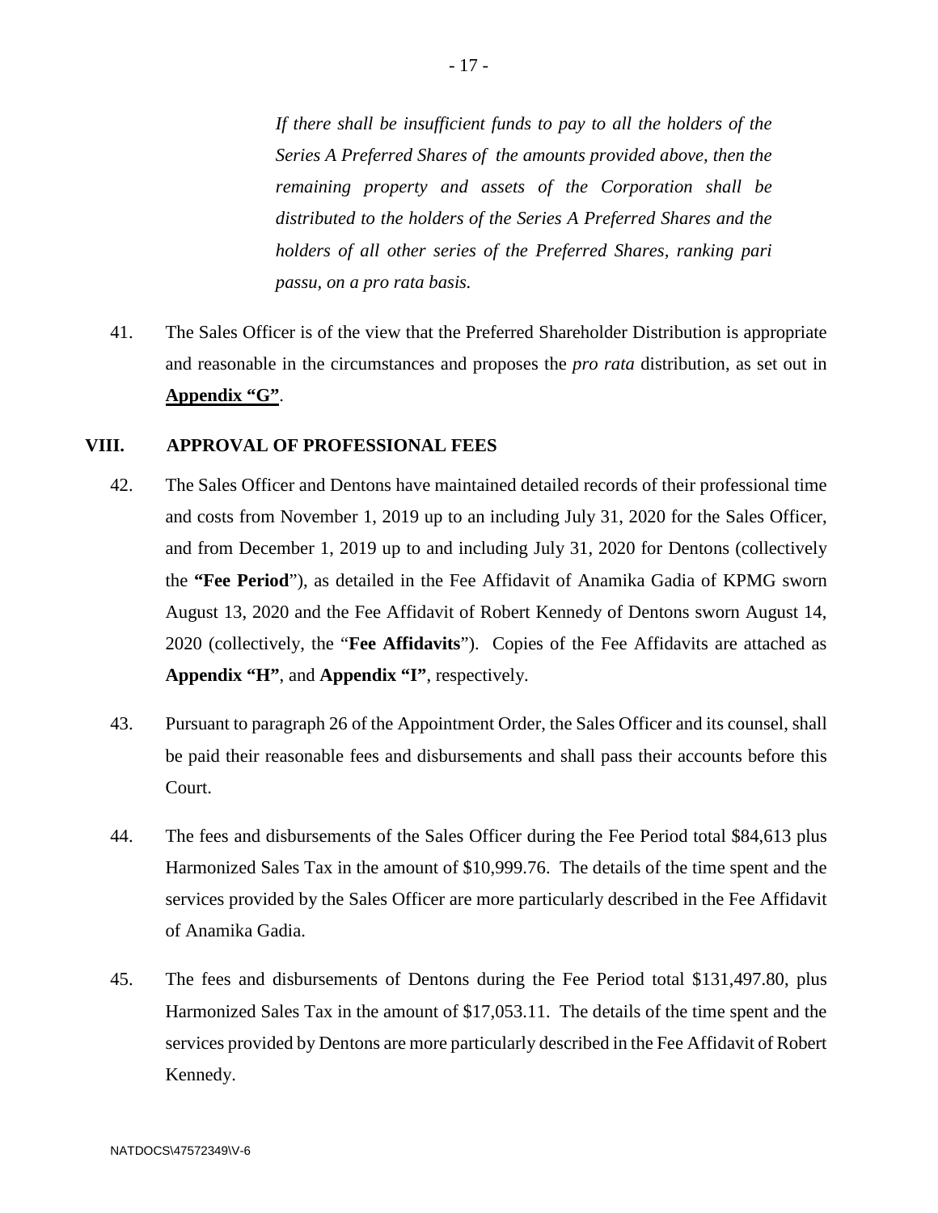> *If there shall be insufficient funds to pay to all the holders of the Series A Preferred Shares of the amounts provided above, then the remaining property and assets of the Corporation shall be distributed to the holders of the Series A Preferred Shares and the holders of all other series of the Preferred Shares, ranking pari passu, on a pro rata basis.*

41. The Sales Officer is of the view that the Preferred Shareholder Distribution is appropriate and reasonable in the circumstances and proposes the *pro rata* distribution, as set out in **Appendix "G"**.

## VIII. APPROVAL OF PROFESSIONAL FEES

42. The Sales Officer and Dentons have maintained detailed records of their professional time and costs from November 1, 2019 up to an including July 31, 2020 for the Sales Officer, and from December 1, 2019 up to and including July 31, 2020 for Dentons (collectively the **"Fee Period"**), as detailed in the Fee Affidavit of Anamika Gadia of KPMG sworn August 13, 2020 and the Fee Affidavit of Robert Kennedy of Dentons sworn August 14, 2020 (collectively, the "**Fee Affidavits**"). Copies of the Fee Affidavits are attached as **Appendix "H"**, and **Appendix "I"**, respectively.

43. Pursuant to paragraph 26 of the Appointment Order, the Sales Officer and its counsel, shall be paid their reasonable fees and disbursements and shall pass their accounts before this Court.

44. The fees and disbursements of the Sales Officer during the Fee Period total $84,613 plus Harmonized Sales Tax in the amount of $10,999.76. The details of the time spent and the services provided by the Sales Officer are more particularly described in the Fee Affidavit of Anamika Gadia.

45. The fees and disbursements of Dentons during the Fee Period total $131,497.80, plus Harmonized Sales Tax in the amount of $17,053.11. The details of the time spent and the services provided by Dentons are more particularly described in the Fee Affidavit of Robert Kennedy.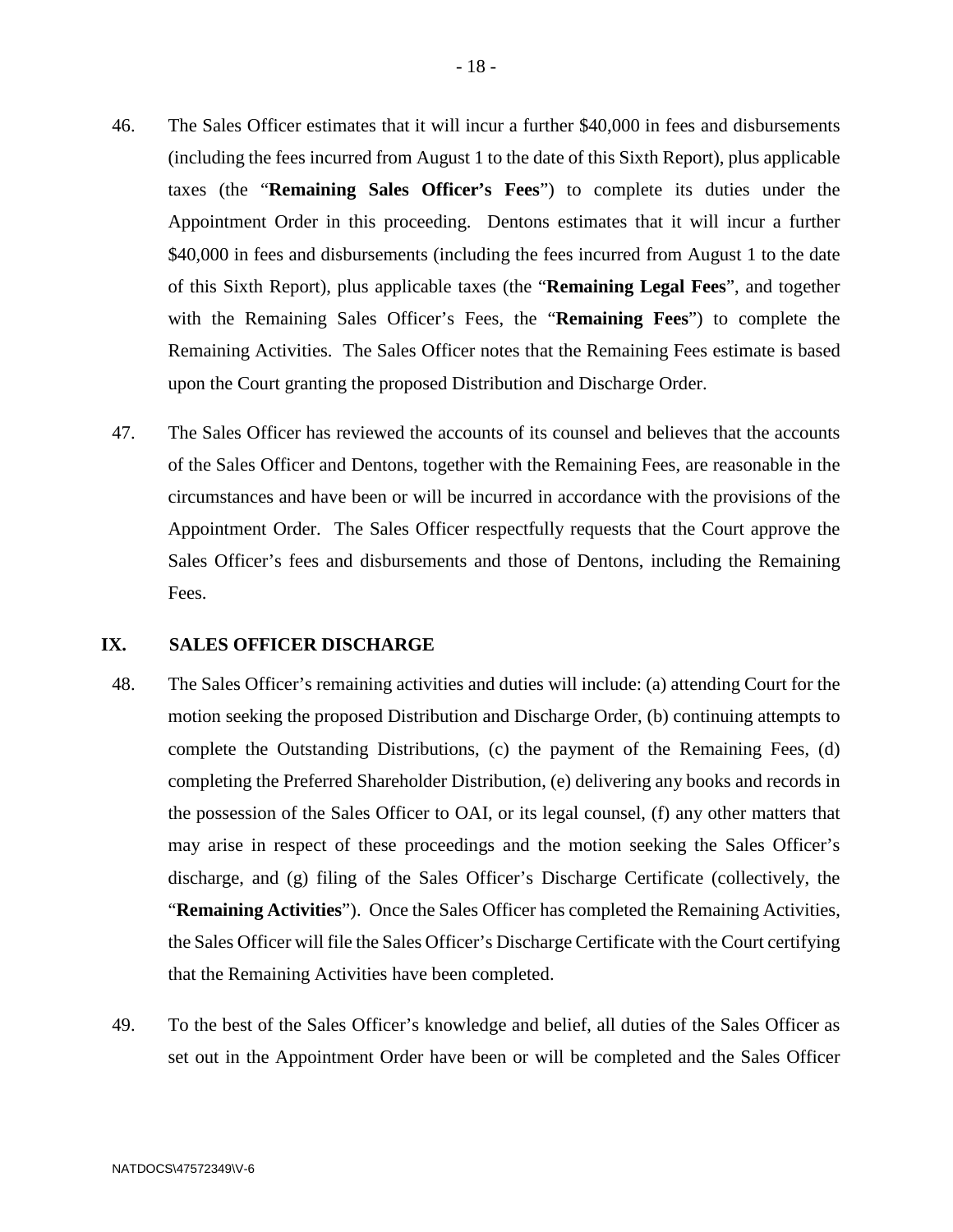46. The Sales Officer estimates that it will incur a further $40,000 in fees and disbursements (including the fees incurred from August 1 to the date of this Sixth Report), plus applicable taxes (the "**Remaining Sales Officer's Fees**") to complete its duties under the Appointment Order in this proceeding. Dentons estimates that it will incur a further $40,000 in fees and disbursements (including the fees incurred from August 1 to the date of this Sixth Report), plus applicable taxes (the "**Remaining Legal Fees**", and together with the Remaining Sales Officer's Fees, the "**Remaining Fees**") to complete the Remaining Activities. The Sales Officer notes that the Remaining Fees estimate is based upon the Court granting the proposed Distribution and Discharge Order.

47. The Sales Officer has reviewed the accounts of its counsel and believes that the accounts of the Sales Officer and Dentons, together with the Remaining Fees, are reasonable in the circumstances and have been or will be incurred in accordance with the provisions of the Appointment Order. The Sales Officer respectfully requests that the Court approve the Sales Officer's fees and disbursements and those of Dentons, including the Remaining Fees.

## IX. SALES OFFICER DISCHARGE

48. The Sales Officer's remaining activities and duties will include: (a) attending Court for the motion seeking the proposed Distribution and Discharge Order, (b) continuing attempts to complete the Outstanding Distributions, (c) the payment of the Remaining Fees, (d) completing the Preferred Shareholder Distribution, (e) delivering any books and records in the possession of the Sales Officer to OAI, or its legal counsel, (f) any other matters that may arise in respect of these proceedings and the motion seeking the Sales Officer's discharge, and (g) filing of the Sales Officer's Discharge Certificate (collectively, the "**Remaining Activities**"). Once the Sales Officer has completed the Remaining Activities, the Sales Officer will file the Sales Officer's Discharge Certificate with the Court certifying that the Remaining Activities have been completed.

49. To the best of the Sales Officer's knowledge and belief, all duties of the Sales Officer as set out in the Appointment Order have been or will be completed and the Sales Officer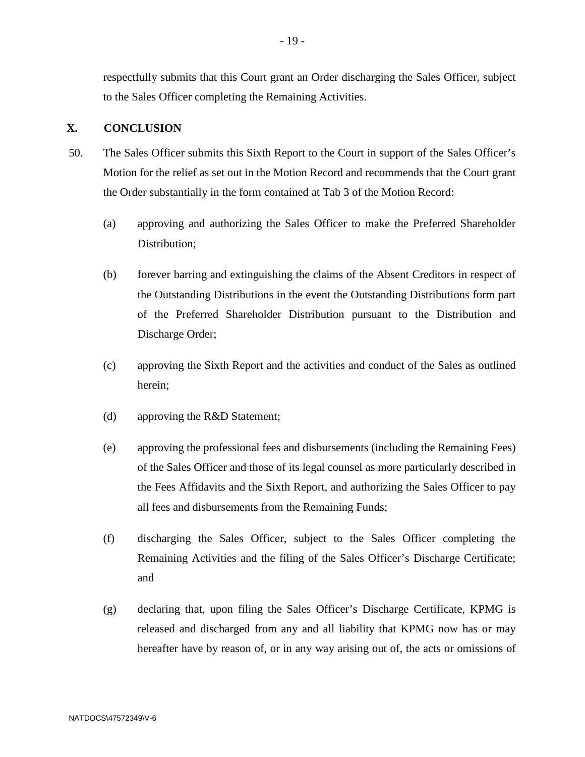respectfully submits that this Court grant an Order discharging the Sales Officer, subject to the Sales Officer completing the Remaining Activities.

## X. CONCLUSION

50. The Sales Officer submits this Sixth Report to the Court in support of the Sales Officer's Motion for the relief as set out in the Motion Record and recommends that the Court grant the Order substantially in the form contained at Tab 3 of the Motion Record:

    (a) approving and authorizing the Sales Officer to make the Preferred Shareholder Distribution;

    (b) forever barring and extinguishing the claims of the Absent Creditors in respect of the Outstanding Distributions in the event the Outstanding Distributions form part of the Preferred Shareholder Distribution pursuant to the Distribution and Discharge Order;

    (c) approving the Sixth Report and the activities and conduct of the Sales as outlined herein;

    (d) approving the R&D Statement;

    (e) approving the professional fees and disbursements (including the Remaining Fees) of the Sales Officer and those of its legal counsel as more particularly described in the Fees Affidavits and the Sixth Report, and authorizing the Sales Officer to pay all fees and disbursements from the Remaining Funds;

    (f) discharging the Sales Officer, subject to the Sales Officer completing the Remaining Activities and the filing of the Sales Officer's Discharge Certificate; and

    (g) declaring that, upon filing the Sales Officer's Discharge Certificate, KPMG is released and discharged from any and all liability that KPMG now has or may hereafter have by reason of, or in any way arising out of, the acts or omissions of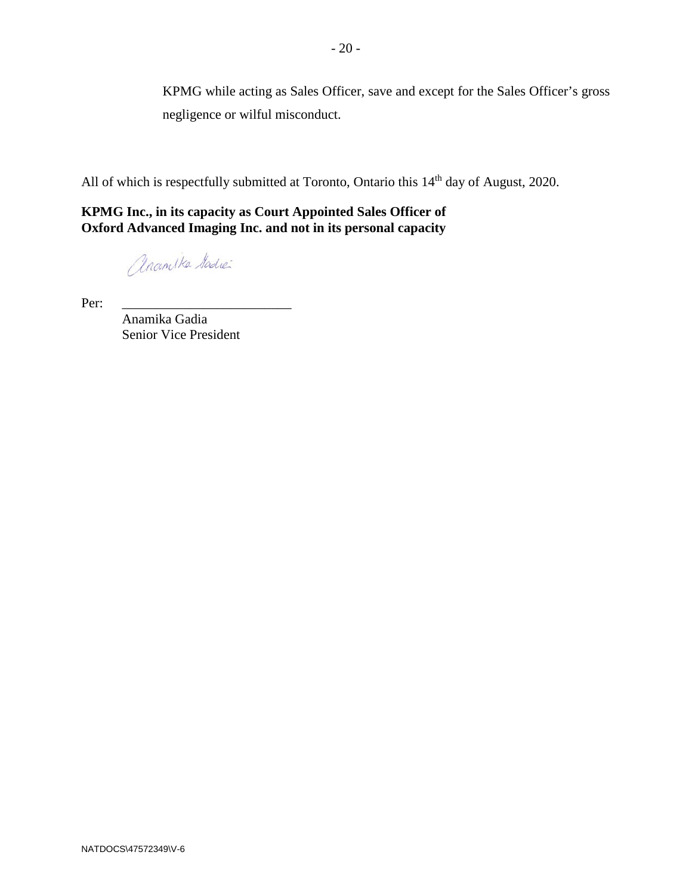KPMG while acting as Sales Officer, save and except for the Sales Officer's gross negligence or wilful misconduct.

All of which is respectfully submitted at Toronto, Ontario this 14th day of August, 2020.

**KPMG Inc., in its capacity as Court Appointed Sales Officer of Oxford Advanced Imaging Inc. and not in its personal capacity**

Per: \_\_\_\_\_\_\_\_\_\_\_\_\_\_\_\_\_\_\_\_\_\_\_\_\_\_

Anamika Gadia
Senior Vice President

NATDOCS\47572349\V-6